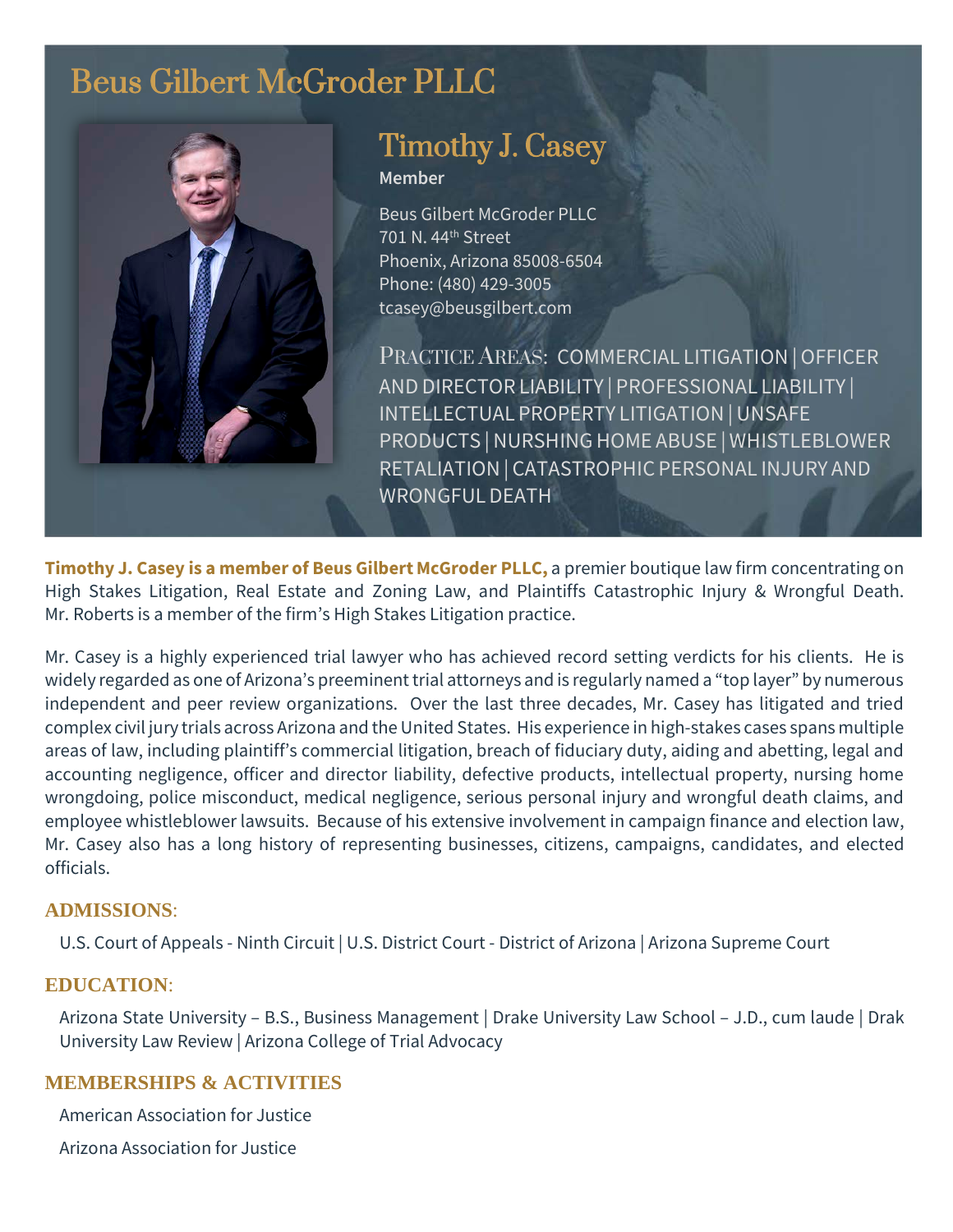# Beus Gilbert McGroder PLLC

## Timothy J. Casey

**Member**

Beus Gilbert McGroder PLLC
701 N. 44th Street
Phoenix, Arizona 85008-6504
Phone: (480) 429-3005
tcasey@beusgilbert.com

PRACTICE AREAS: COMMERCIAL LITIGATION | OFFICER AND DIRECTOR LIABILITY | PROFESSIONAL LIABILITY | INTELLECTUAL PROPERTY LITIGATION | UNSAFE PRODUCTS | NURSHING HOME ABUSE | WHISTLEBLOWER RETALIATION | CATASTROPHIC PERSONAL INJURY AND WRONGFUL DEATH

**Timothy J. Casey is a member of Beus Gilbert McGroder PLLC,** a premier boutique law firm concentrating on High Stakes Litigation, Real Estate and Zoning Law, and Plaintiffs Catastrophic Injury & Wrongful Death. Mr. Roberts is a member of the firm's High Stakes Litigation practice.

Mr. Casey is a highly experienced trial lawyer who has achieved record setting verdicts for his clients. He is widely regarded as one of Arizona's preeminent trial attorneys and is regularly named a "top layer" by numerous independent and peer review organizations. Over the last three decades, Mr. Casey has litigated and tried complex civil jury trials across Arizona and the United States. His experience in high-stakes cases spans multiple areas of law, including plaintiff's commercial litigation, breach of fiduciary duty, aiding and abetting, legal and accounting negligence, officer and director liability, defective products, intellectual property, nursing home wrongdoing, police misconduct, medical negligence, serious personal injury and wrongful death claims, and employee whistleblower lawsuits. Because of his extensive involvement in campaign finance and election law, Mr. Casey also has a long history of representing businesses, citizens, campaigns, candidates, and elected officials.

### ADMISSIONS:

U.S. Court of Appeals - Ninth Circuit | U.S. District Court - District of Arizona | Arizona Supreme Court

### EDUCATION:

Arizona State University – B.S., Business Management | Drake University Law School – J.D., cum laude | Drak University Law Review | Arizona College of Trial Advocacy

### MEMBERSHIPS & ACTIVITIES

American Association for Justice

Arizona Association for Justice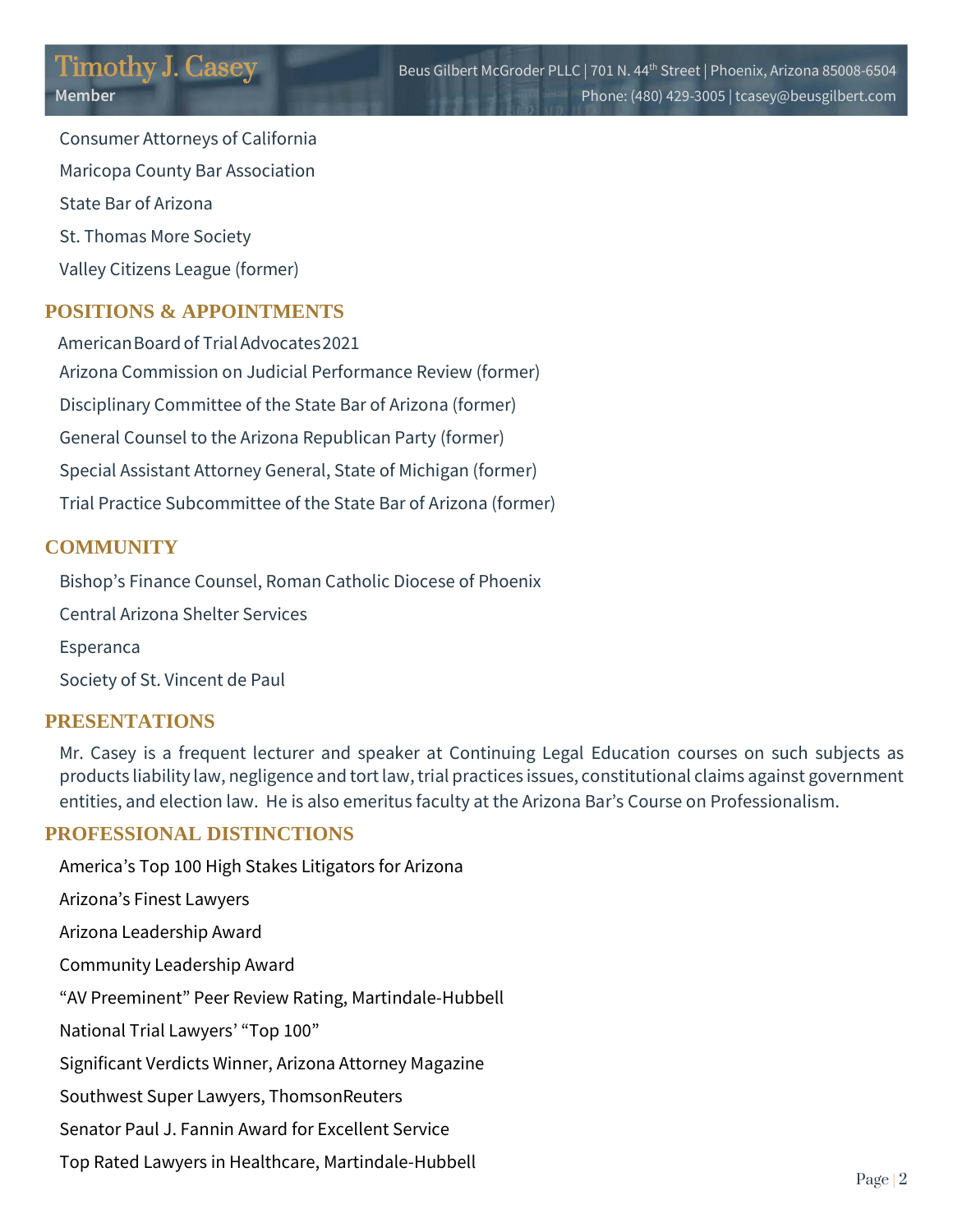Consumer Attorneys of California

Maricopa County Bar Association

State Bar of Arizona

St. Thomas More Society

Valley Citizens League (former)

## POSITIONS & APPOINTMENTS

American Board of Trial Advocates 2021

Arizona Commission on Judicial Performance Review (former)

Disciplinary Committee of the State Bar of Arizona (former)

General Counsel to the Arizona Republican Party (former)

Special Assistant Attorney General, State of Michigan (former)

Trial Practice Subcommittee of the State Bar of Arizona (former)

## COMMUNITY

Bishop's Finance Counsel, Roman Catholic Diocese of Phoenix

Central Arizona Shelter Services

Esperanca

Society of St. Vincent de Paul

## PRESENTATIONS

Mr. Casey is a frequent lecturer and speaker at Continuing Legal Education courses on such subjects as products liability law, negligence and tort law, trial practices issues, constitutional claims against government entities, and election law. He is also emeritus faculty at the Arizona Bar's Course on Professionalism.

## PROFESSIONAL DISTINCTIONS

America's Top 100 High Stakes Litigators for Arizona

Arizona's Finest Lawyers

Arizona Leadership Award

Community Leadership Award

"AV Preeminent" Peer Review Rating, Martindale-Hubbell

National Trial Lawyers' "Top 100"

Significant Verdicts Winner, Arizona Attorney Magazine

Southwest Super Lawyers, ThomsonReuters

Senator Paul J. Fannin Award for Excellent Service

Top Rated Lawyers in Healthcare, Martindale-Hubbell